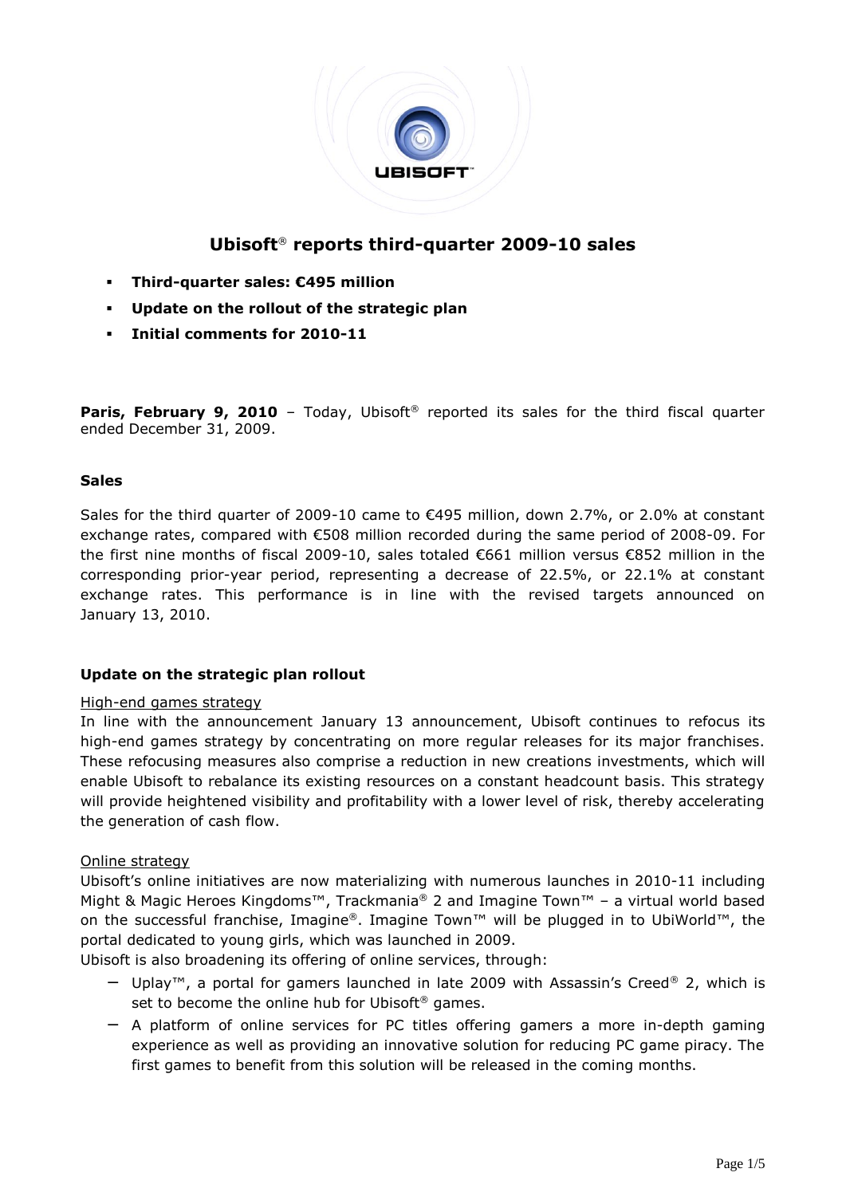# Ubisoft® reports third-quarter 2009-10 sales

- **Third-quarter sales: €495 million**
- **Update on the rollout of the strategic plan**
- **Initial comments for 2010-11**

**Paris, February 9, 2010** – Today, Ubisoft® reported its sales for the third fiscal quarter ended December 31, 2009.

## Sales

Sales for the third quarter of 2009-10 came to €495 million, down 2.7%, or 2.0% at constant exchange rates, compared with €508 million recorded during the same period of 2008-09. For the first nine months of fiscal 2009-10, sales totaled €661 million versus €852 million in the corresponding prior-year period, representing a decrease of 22.5%, or 22.1% at constant exchange rates. This performance is in line with the revised targets announced on January 13, 2010.

## Update on the strategic plan rollout

### High-end games strategy

In line with the announcement January 13 announcement, Ubisoft continues to refocus its high-end games strategy by concentrating on more regular releases for its major franchises. These refocusing measures also comprise a reduction in new creations investments, which will enable Ubisoft to rebalance its existing resources on a constant headcount basis. This strategy will provide heightened visibility and profitability with a lower level of risk, thereby accelerating the generation of cash flow.

### Online strategy

Ubisoft's online initiatives are now materializing with numerous launches in 2010-11 including Might & Magic Heroes Kingdoms™, Trackmania® 2 and Imagine Town™ – a virtual world based on the successful franchise, Imagine®. Imagine Town™ will be plugged in to UbiWorld™, the portal dedicated to young girls, which was launched in 2009.

Ubisoft is also broadening its offering of online services, through:

- Uplay™, a portal for gamers launched in late 2009 with Assassin's Creed® 2, which is set to become the online hub for Ubisoft® games.
- A platform of online services for PC titles offering gamers a more in-depth gaming experience as well as providing an innovative solution for reducing PC game piracy. The first games to benefit from this solution will be released in the coming months.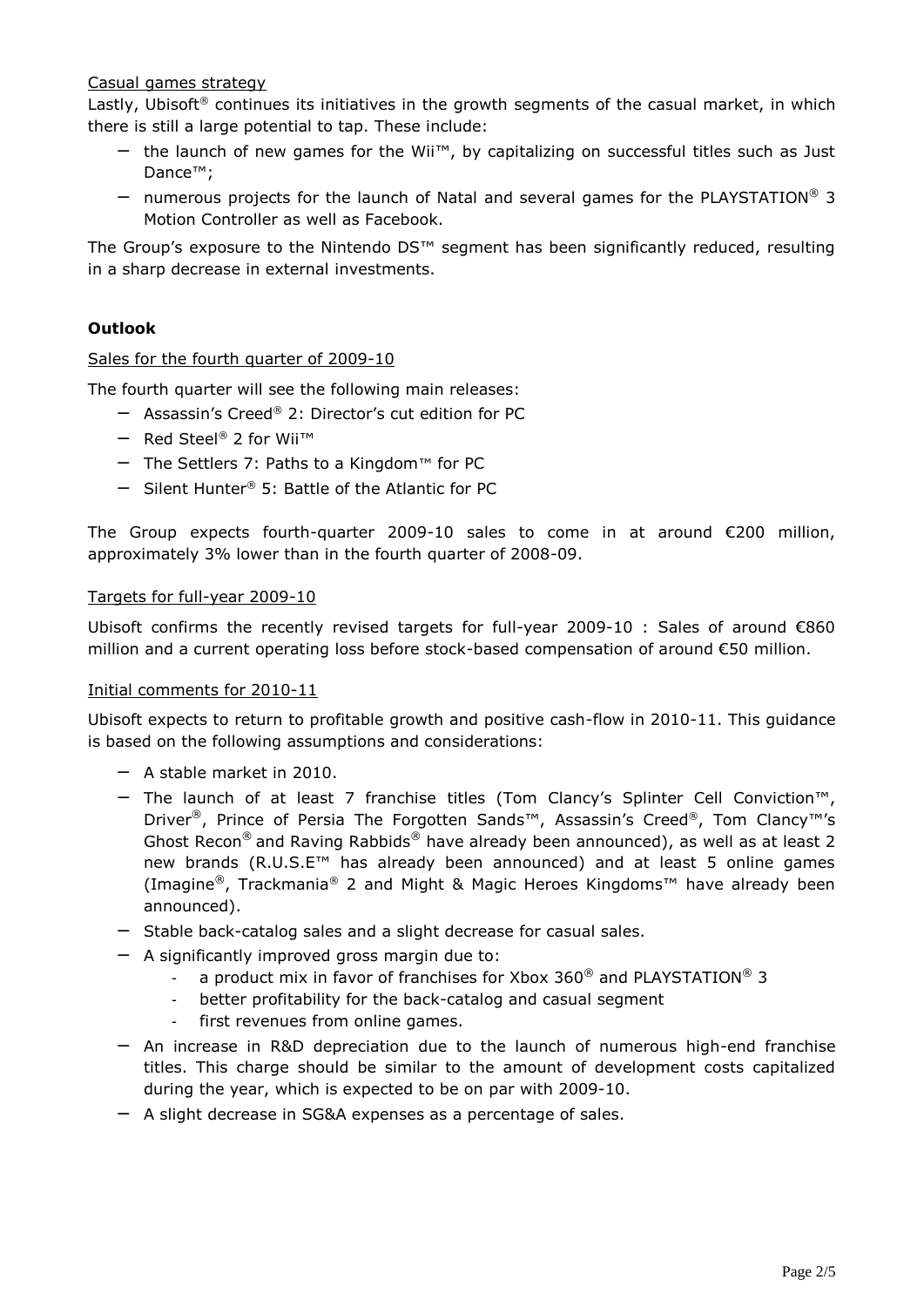Casual games strategy

Lastly, Ubisoft® continues its initiatives in the growth segments of the casual market, in which there is still a large potential to tap. These include:

- the launch of new games for the Wii™, by capitalizing on successful titles such as Just Dance™;
- numerous projects for the launch of Natal and several games for the PLAYSTATION® 3 Motion Controller as well as Facebook.

The Group's exposure to the Nintendo DS™ segment has been significantly reduced, resulting in a sharp decrease in external investments.

**Outlook**

Sales for the fourth quarter of 2009-10

The fourth quarter will see the following main releases:

- Assassin's Creed® 2: Director's cut edition for PC
- Red Steel® 2 for Wii™
- The Settlers 7: Paths to a Kingdom™ for PC
- Silent Hunter® 5: Battle of the Atlantic for PC

The Group expects fourth-quarter 2009-10 sales to come in at around €200 million, approximately 3% lower than in the fourth quarter of 2008-09.

Targets for full-year 2009-10

Ubisoft confirms the recently revised targets for full-year 2009-10 : Sales of around €860 million and a current operating loss before stock-based compensation of around €50 million.

Initial comments for 2010-11

Ubisoft expects to return to profitable growth and positive cash-flow in 2010-11. This guidance is based on the following assumptions and considerations:

- A stable market in 2010.
- The launch of at least 7 franchise titles (Tom Clancy's Splinter Cell Conviction™, Driver®, Prince of Persia The Forgotten Sands™, Assassin's Creed®, Tom Clancy™'s Ghost Recon® and Raving Rabbids® have already been announced), as well as at least 2 new brands (R.U.S.E™ has already been announced) and at least 5 online games (Imagine®, Trackmania® 2 and Might & Magic Heroes Kingdoms™ have already been announced).
- Stable back-catalog sales and a slight decrease for casual sales.
- A significantly improved gross margin due to:
  - a product mix in favor of franchises for Xbox 360® and PLAYSTATION® 3
  - better profitability for the back-catalog and casual segment
  - first revenues from online games.
- An increase in R&D depreciation due to the launch of numerous high-end franchise titles. This charge should be similar to the amount of development costs capitalized during the year, which is expected to be on par with 2009-10.
- A slight decrease in SG&A expenses as a percentage of sales.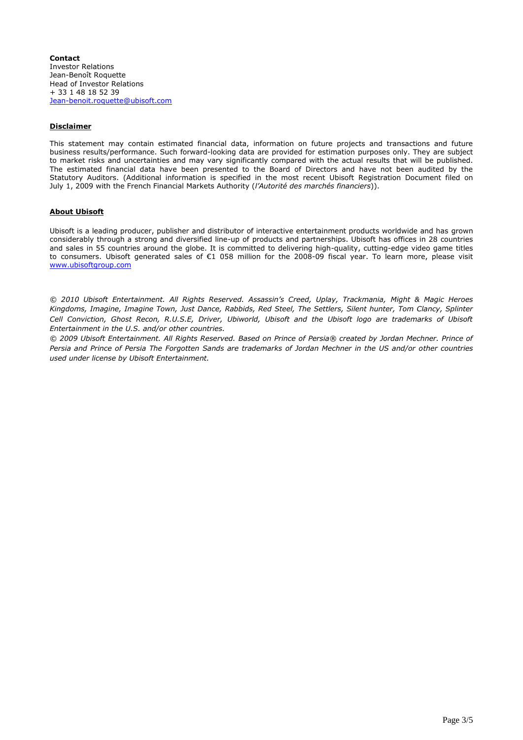**Contact**
Investor Relations
Jean-Benoît Roquette
Head of Investor Relations
+ 33 1 48 18 52 39
Jean-benoit.roquette@ubisoft.com

## Disclaimer

This statement may contain estimated financial data, information on future projects and transactions and future business results/performance. Such forward-looking data are provided for estimation purposes only. They are subject to market risks and uncertainties and may vary significantly compared with the actual results that will be published. The estimated financial data have been presented to the Board of Directors and have not been audited by the Statutory Auditors. (Additional information is specified in the most recent Ubisoft Registration Document filed on July 1, 2009 with the French Financial Markets Authority (*l'Autorité des marchés financiers*)).

## About Ubisoft

Ubisoft is a leading producer, publisher and distributor of interactive entertainment products worldwide and has grown considerably through a strong and diversified line-up of products and partnerships. Ubisoft has offices in 28 countries and sales in 55 countries around the globe. It is committed to delivering high-quality, cutting-edge video game titles to consumers. Ubisoft generated sales of €1 058 million for the 2008-09 fiscal year. To learn more, please visit www.ubisoftgroup.com

*© 2010 Ubisoft Entertainment. All Rights Reserved. Assassin's Creed, Uplay, Trackmania, Might & Magic Heroes Kingdoms, Imagine, Imagine Town, Just Dance, Rabbids, Red Steel, The Settlers, Silent hunter, Tom Clancy, Splinter Cell Conviction, Ghost Recon, R.U.S.E, Driver, Ubiworld, Ubisoft and the Ubisoft logo are trademarks of Ubisoft Entertainment in the U.S. and/or other countries.*

*© 2009 Ubisoft Entertainment. All Rights Reserved. Based on Prince of Persia® created by Jordan Mechner. Prince of Persia and Prince of Persia The Forgotten Sands are trademarks of Jordan Mechner in the US and/or other countries used under license by Ubisoft Entertainment.*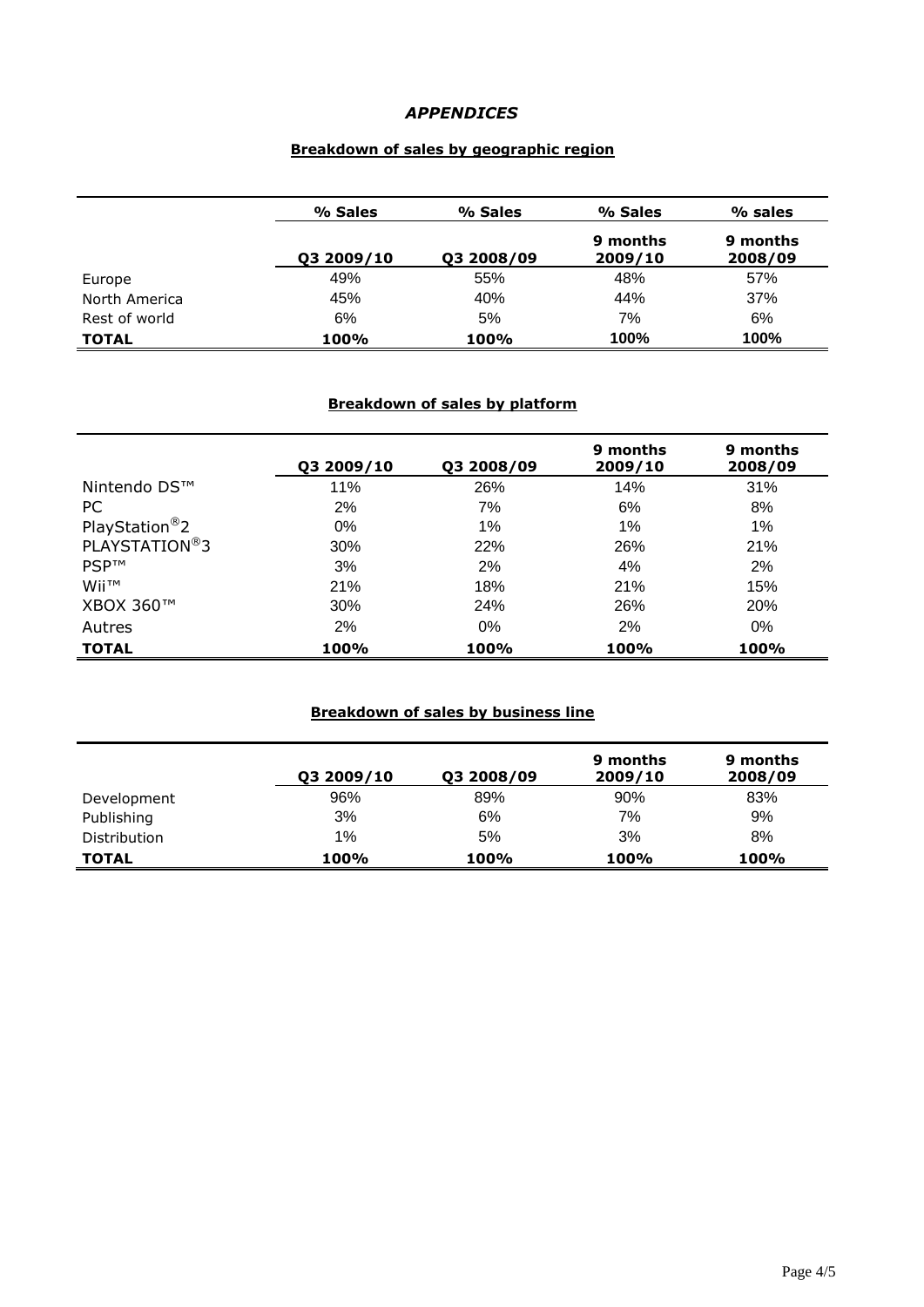# *APPENDICES*

## Breakdown of sales by geographic region

| | % Sales<br>Q3 2009/10 | % Sales<br>Q3 2008/09 | % Sales<br>9 months 2009/10 | % sales<br>9 months 2008/09 |
|---|---|---|---|---|
| Europe | 49% | 55% | 48% | 57% |
| North America | 45% | 40% | 44% | 37% |
| Rest of world | 6% | 5% | 7% | 6% |
| **TOTAL** | **100%** | **100%** | **100%** | **100%** |

## Breakdown of sales by platform

| | Q3 2009/10 | Q3 2008/09 | 9 months 2009/10 | 9 months 2008/09 |
|---|---|---|---|---|
| Nintendo DS™ | 11% | 26% | 14% | 31% |
| PC | 2% | 7% | 6% | 8% |
| PlayStation®2 | 0% | 1% | 1% | 1% |
| PLAYSTATION®3 | 30% | 22% | 26% | 21% |
| PSP™ | 3% | 2% | 4% | 2% |
| Wii™ | 21% | 18% | 21% | 15% |
| XBOX 360™ | 30% | 24% | 26% | 20% |
| Autres | 2% | 0% | 2% | 0% |
| **TOTAL** | **100%** | **100%** | **100%** | **100%** |

## Breakdown of sales by business line

| | Q3 2009/10 | Q3 2008/09 | 9 months 2009/10 | 9 months 2008/09 |
|---|---|---|---|---|
| Development | 96% | 89% | 90% | 83% |
| Publishing | 3% | 6% | 7% | 9% |
| Distribution | 1% | 5% | 3% | 8% |
| **TOTAL** | **100%** | **100%** | **100%** | **100%** |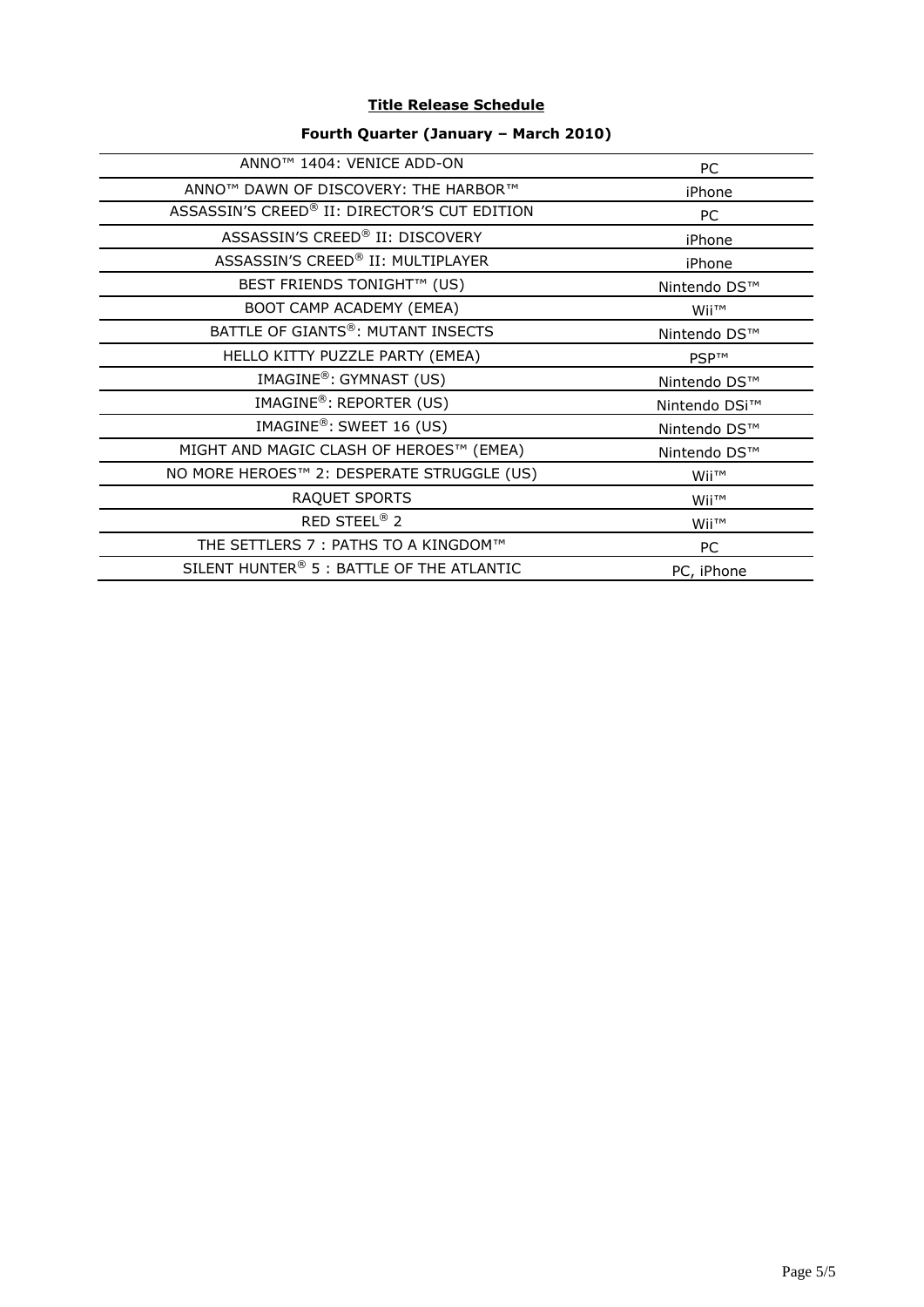**Title Release Schedule**

**Fourth Quarter (January – March 2010)**

| | |
|---|---|
| ANNO™ 1404: VENICE ADD-ON | PC |
| ANNO™ DAWN OF DISCOVERY: THE HARBOR™ | iPhone |
| ASSASSIN'S CREED® II: DIRECTOR'S CUT EDITION | PC |
| ASSASSIN'S CREED® II: DISCOVERY | iPhone |
| ASSASSIN'S CREED® II: MULTIPLAYER | iPhone |
| BEST FRIENDS TONIGHT™ (US) | Nintendo DS™ |
| BOOT CAMP ACADEMY (EMEA) | Wii™ |
| BATTLE OF GIANTS®: MUTANT INSECTS | Nintendo DS™ |
| HELLO KITTY PUZZLE PARTY (EMEA) | PSP™ |
| IMAGINE®: GYMNAST (US) | Nintendo DS™ |
| IMAGINE®: REPORTER (US) | Nintendo DSi™ |
| IMAGINE®: SWEET 16 (US) | Nintendo DS™ |
| MIGHT AND MAGIC CLASH OF HEROES™ (EMEA) | Nintendo DS™ |
| NO MORE HEROES™ 2: DESPERATE STRUGGLE (US) | Wii™ |
| RAQUET SPORTS | Wii™ |
| RED STEEL® 2 | Wii™ |
| THE SETTLERS 7 : PATHS TO A KINGDOM™ | PC |
| SILENT HUNTER® 5 : BATTLE OF THE ATLANTIC | PC, iPhone |